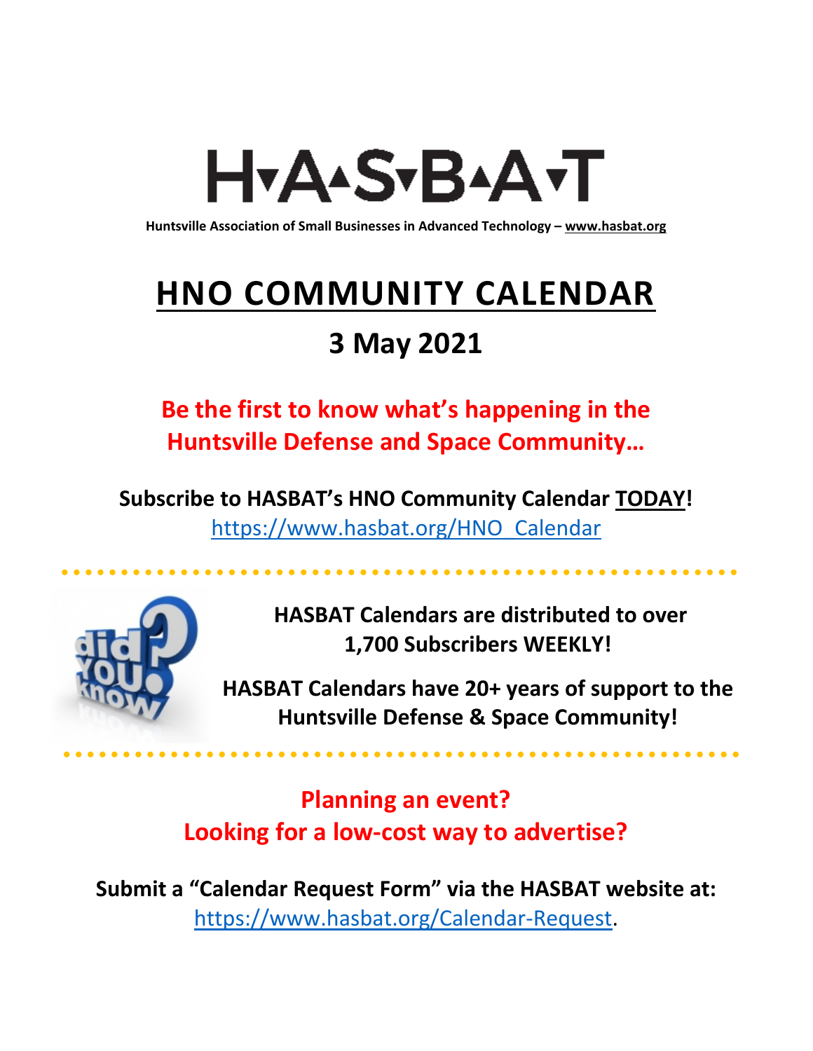# H▾A▴S▾B▴A▾T

**Huntsville Association of Small Businesses in Advanced Technology – www.hasbat.org**

# HNO COMMUNITY CALENDAR

## 3 May 2021

**Be the first to know what's happening in the Huntsville Defense and Space Community…**

**Subscribe to HASBAT's HNO Community Calendar TODAY!**
https://www.hasbat.org/HNO_Calendar

**HASBAT Calendars are distributed to over 1,700 Subscribers WEEKLY!**

**HASBAT Calendars have 20+ years of support to the Huntsville Defense & Space Community!**

**Planning an event?**
**Looking for a low-cost way to advertise?**

**Submit a "Calendar Request Form" via the HASBAT website at:**
https://www.hasbat.org/Calendar-Request.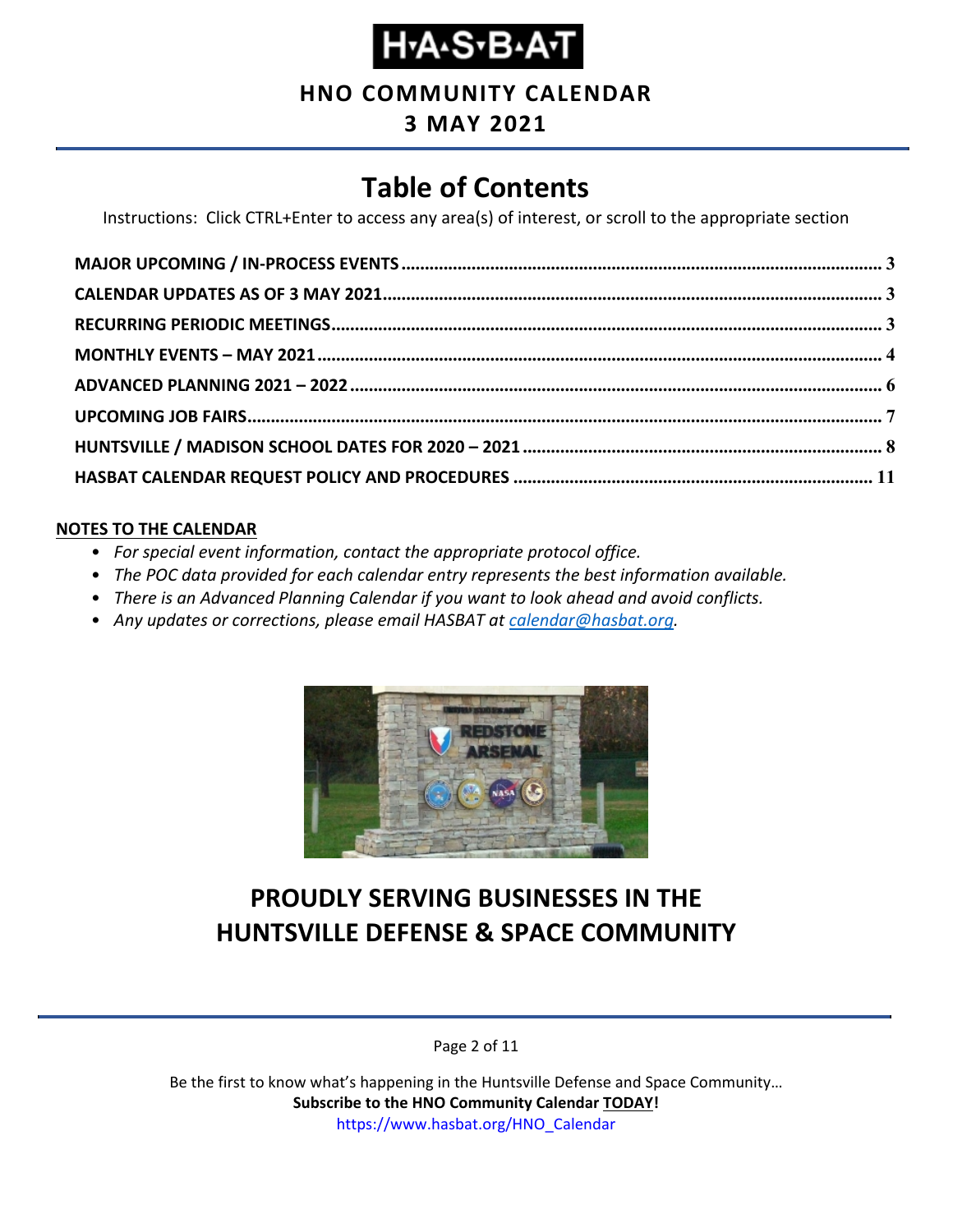# H·A·S·B·A·T

**HNO COMMUNITY CALENDAR**

**3 MAY 2021**

## Table of Contents

Instructions: Click CTRL+Enter to access any area(s) of interest, or scroll to the appropriate section

**MAJOR UPCOMING / IN-PROCESS EVENTS ........ 3**
**CALENDAR UPDATES AS OF 3 MAY 2021 ........ 3**
**RECURRING PERIODIC MEETINGS ........ 3**
**MONTHLY EVENTS – MAY 2021 ........ 4**
**ADVANCED PLANNING 2021 – 2022 ........ 6**
**UPCOMING JOB FAIRS ........ 7**
**HUNTSVILLE / MADISON SCHOOL DATES FOR 2020 – 2021 ........ 8**
**HASBAT CALENDAR REQUEST POLICY AND PROCEDURES ........ 11**

**NOTES TO THE CALENDAR**

- *For special event information, contact the appropriate protocol office.*
- *The POC data provided for each calendar entry represents the best information available.*
- *There is an Advanced Planning Calendar if you want to look ahead and avoid conflicts.*
- *Any updates or corrections, please email HASBAT at calendar@hasbat.org.*

## PROUDLY SERVING BUSINESSES IN THE HUNTSVILLE DEFENSE & SPACE COMMUNITY

Be the first to know what's happening in the Huntsville Defense and Space Community…
**Subscribe to the HNO Community Calendar TODAY!**
https://www.hasbat.org/HNO_Calendar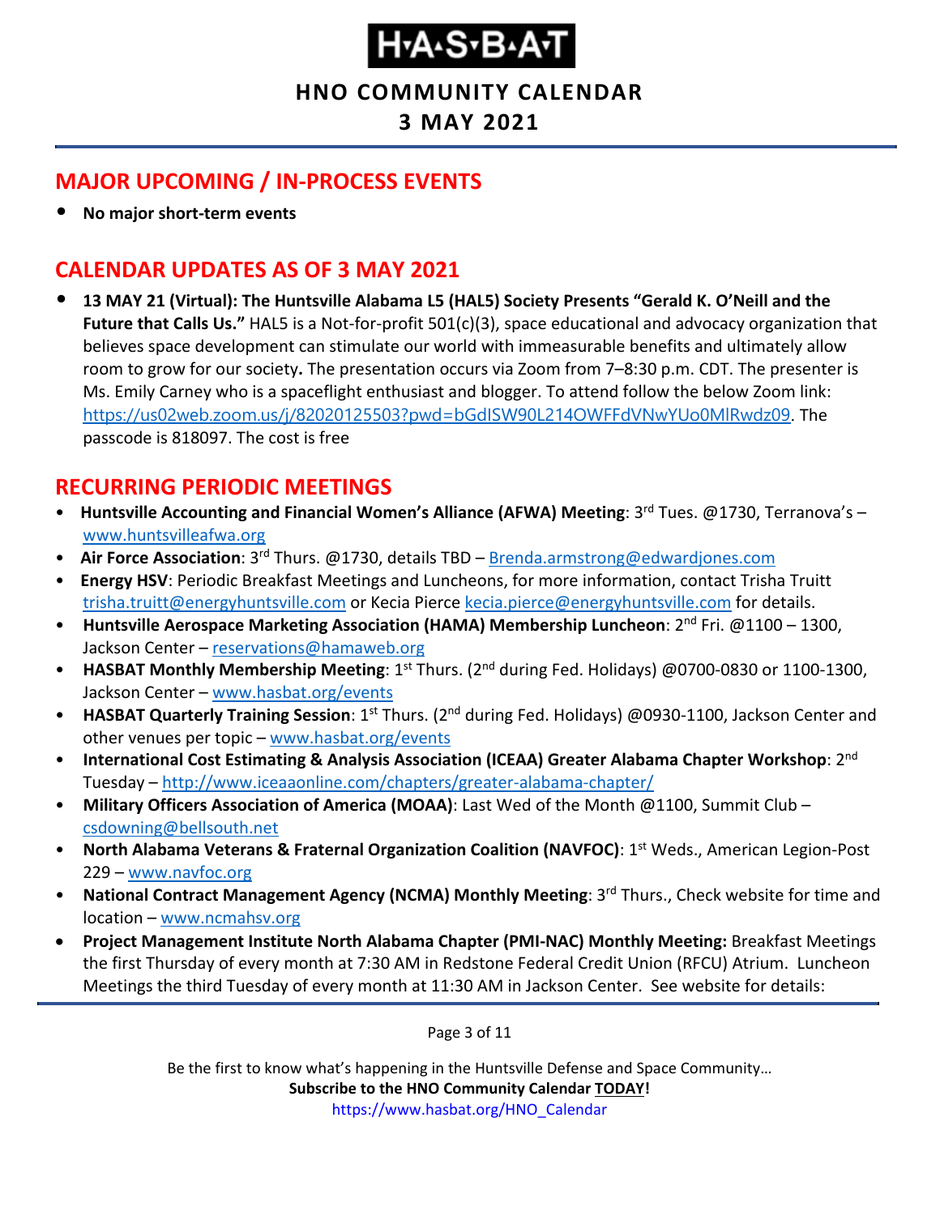# H·A·S·B·A·T

## HNO COMMUNITY CALENDAR

## 3 MAY 2021

## MAJOR UPCOMING / IN-PROCESS EVENTS

- **No major short-term events**

## CALENDAR UPDATES AS OF 3 MAY 2021

- **13 MAY 21 (Virtual): The Huntsville Alabama L5 (HAL5) Society Presents "Gerald K. O'Neill and the Future that Calls Us."** HAL5 is a Not-for-profit 501(c)(3), space educational and advocacy organization that believes space development can stimulate our world with immeasurable benefits and ultimately allow room to grow for our society**.** The presentation occurs via Zoom from 7–8:30 p.m. CDT. The presenter is Ms. Emily Carney who is a spaceflight enthusiast and blogger. To attend follow the below Zoom link: https://us02web.zoom.us/j/82020125503?pwd=bGdISW90L214OWFFdVNwYUo0MlRwdz09. The passcode is 818097. The cost is free

## RECURRING PERIODIC MEETINGS

- **Huntsville Accounting and Financial Women's Alliance (AFWA) Meeting**: 3rd Tues. @1730, Terranova's – www.huntsvilleafwa.org
- **Air Force Association**: 3rd Thurs. @1730, details TBD – Brenda.armstrong@edwardjones.com
- **Energy HSV**: Periodic Breakfast Meetings and Luncheons, for more information, contact Trisha Truitt trisha.truitt@energyhuntsville.com or Kecia Pierce kecia.pierce@energyhuntsville.com for details.
- **Huntsville Aerospace Marketing Association (HAMA) Membership Luncheon**: 2nd Fri. @1100 – 1300, Jackson Center – reservations@hamaweb.org
- **HASBAT Monthly Membership Meeting**: 1st Thurs. (2nd during Fed. Holidays) @0700-0830 or 1100-1300, Jackson Center – www.hasbat.org/events
- **HASBAT Quarterly Training Session**: 1st Thurs. (2nd during Fed. Holidays) @0930-1100, Jackson Center and other venues per topic – www.hasbat.org/events
- **International Cost Estimating & Analysis Association (ICEAA) Greater Alabama Chapter Workshop**: 2nd Tuesday – http://www.iceaaonline.com/chapters/greater-alabama-chapter/
- **Military Officers Association of America (MOAA)**: Last Wed of the Month @1100, Summit Club – csdowning@bellsouth.net
- **North Alabama Veterans & Fraternal Organization Coalition (NAVFOC)**: 1st Weds., American Legion-Post 229 – www.navfoc.org
- **National Contract Management Agency (NCMA) Monthly Meeting**: 3rd Thurs., Check website for time and location – www.ncmahsv.org
- **Project Management Institute North Alabama Chapter (PMI-NAC) Monthly Meeting:** Breakfast Meetings the first Thursday of every month at 7:30 AM in Redstone Federal Credit Union (RFCU) Atrium. Luncheon Meetings the third Tuesday of every month at 11:30 AM in Jackson Center. See website for details:

Be the first to know what's happening in the Huntsville Defense and Space Community…
**Subscribe to the HNO Community Calendar TODAY!**
https://www.hasbat.org/HNO_Calendar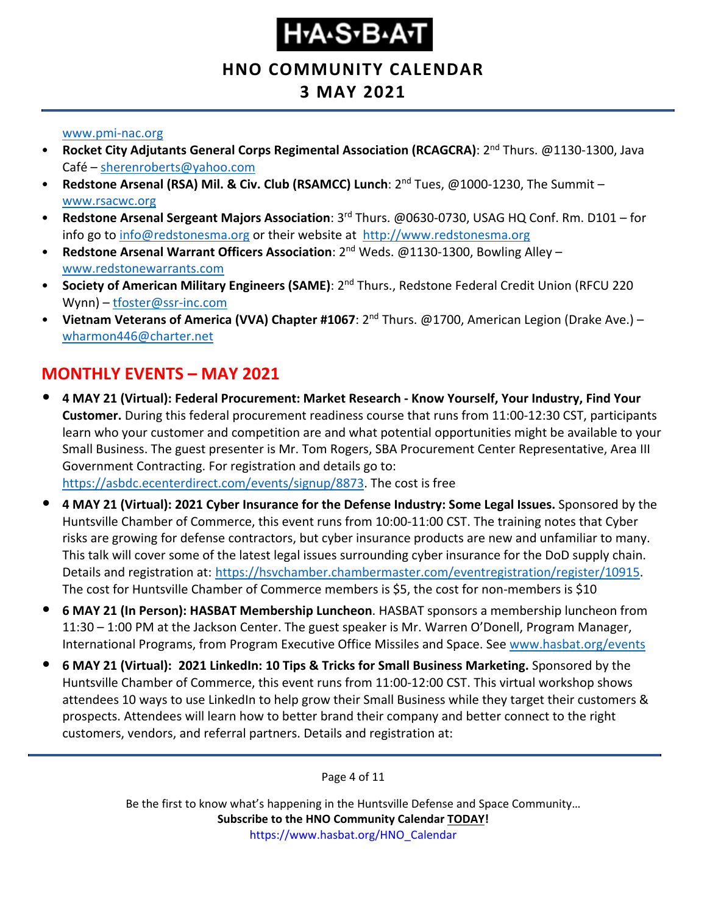www.pmi-nac.org

- **Rocket City Adjutants General Corps Regimental Association (RCAGCRA)**: 2nd Thurs. @1130-1300, Java Café – sherenroberts@yahoo.com
- **Redstone Arsenal (RSA) Mil. & Civ. Club (RSAMCC) Lunch**: 2nd Tues, @1000-1230, The Summit – www.rsacwc.org
- **Redstone Arsenal Sergeant Majors Association**: 3rd Thurs. @0630-0730, USAG HQ Conf. Rm. D101 – for info go to info@redstonesma.org or their website at http://www.redstonesma.org
- **Redstone Arsenal Warrant Officers Association**: 2nd Weds. @1130-1300, Bowling Alley – www.redstonewarrants.com
- **Society of American Military Engineers (SAME)**: 2nd Thurs., Redstone Federal Credit Union (RFCU 220 Wynn) – tfoster@ssr-inc.com
- **Vietnam Veterans of America (VVA) Chapter #1067**: 2nd Thurs. @1700, American Legion (Drake Ave.) – wharmon446@charter.net

## MONTHLY EVENTS – MAY 2021

- **4 MAY 21 (Virtual): Federal Procurement: Market Research - Know Yourself, Your Industry, Find Your Customer.** During this federal procurement readiness course that runs from 11:00-12:30 CST, participants learn who your customer and competition are and what potential opportunities might be available to your Small Business. The guest presenter is Mr. Tom Rogers, SBA Procurement Center Representative, Area III Government Contracting. For registration and details go to: https://asbdc.ecenterdirect.com/events/signup/8873. The cost is free
- **4 MAY 21 (Virtual): 2021 Cyber Insurance for the Defense Industry: Some Legal Issues.** Sponsored by the Huntsville Chamber of Commerce, this event runs from 10:00-11:00 CST. The training notes that Cyber risks are growing for defense contractors, but cyber insurance products are new and unfamiliar to many. This talk will cover some of the latest legal issues surrounding cyber insurance for the DoD supply chain. Details and registration at: https://hsvchamber.chambermaster.com/eventregistration/register/10915. The cost for Huntsville Chamber of Commerce members is $5, the cost for non-members is $10
- **6 MAY 21 (In Person): HASBAT Membership Luncheon**. HASBAT sponsors a membership luncheon from 11:30 – 1:00 PM at the Jackson Center. The guest speaker is Mr. Warren O'Donell, Program Manager, International Programs, from Program Executive Office Missiles and Space. See www.hasbat.org/events
- **6 MAY 21 (Virtual): 2021 LinkedIn: 10 Tips & Tricks for Small Business Marketing.** Sponsored by the Huntsville Chamber of Commerce, this event runs from 11:00-12:00 CST. This virtual workshop shows attendees 10 ways to use LinkedIn to help grow their Small Business while they target their customers & prospects. Attendees will learn how to better brand their company and better connect to the right customers, vendors, and referral partners. Details and registration at: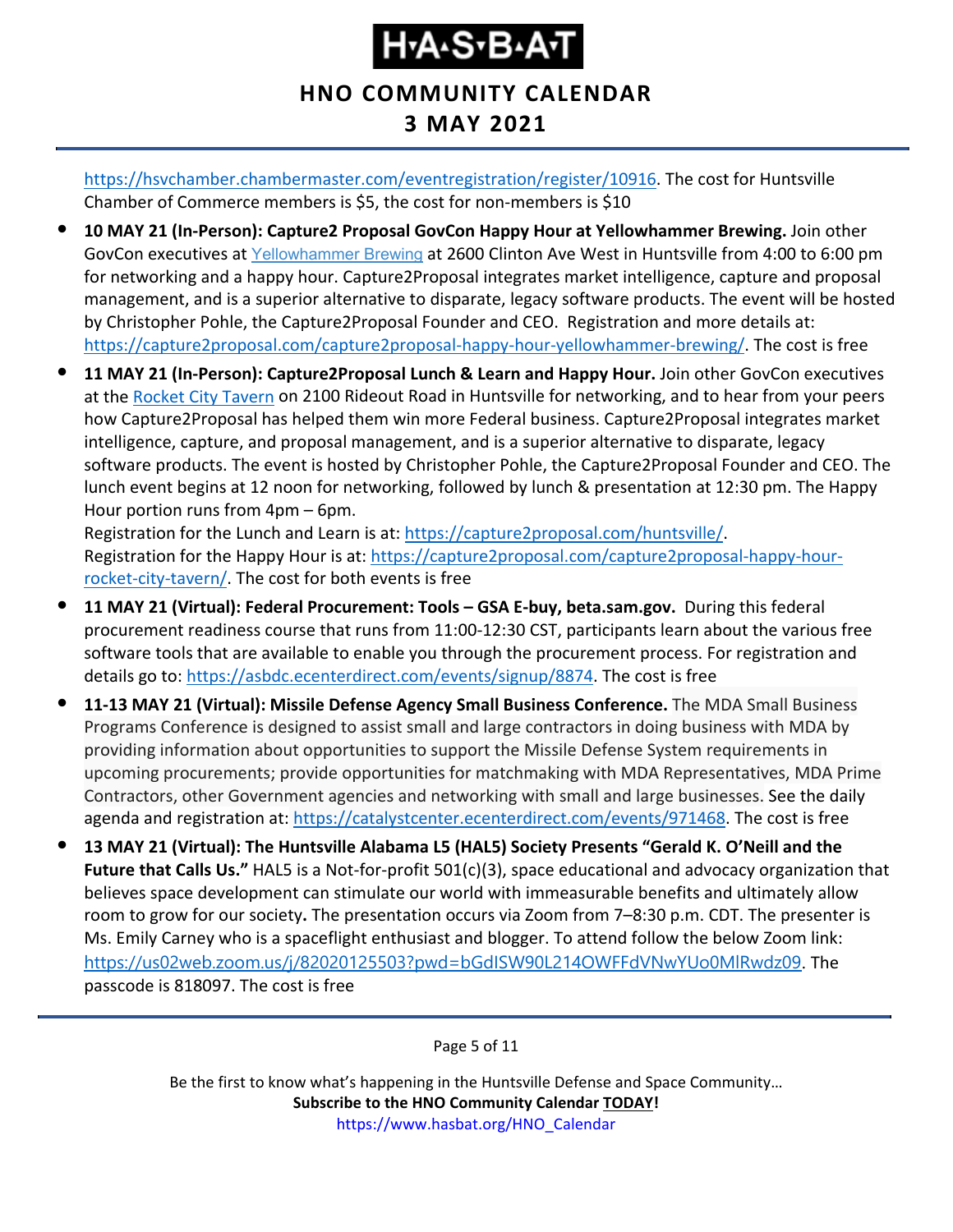https://hsvchamber.chambermaster.com/eventregistration/register/10916. The cost for Huntsville Chamber of Commerce members is $5, the cost for non-members is $10

- **10 MAY 21 (In-Person): Capture2 Proposal GovCon Happy Hour at Yellowhammer Brewing.** Join other GovCon executives at Yellowhammer Brewing at 2600 Clinton Ave West in Huntsville from 4:00 to 6:00 pm for networking and a happy hour. Capture2Proposal integrates market intelligence, capture and proposal management, and is a superior alternative to disparate, legacy software products. The event will be hosted by Christopher Pohle, the Capture2Proposal Founder and CEO. Registration and more details at: https://capture2proposal.com/capture2proposal-happy-hour-yellowhammer-brewing/. The cost is free
- **11 MAY 21 (In-Person): Capture2Proposal Lunch & Learn and Happy Hour.** Join other GovCon executives at the Rocket City Tavern on 2100 Rideout Road in Huntsville for networking, and to hear from your peers how Capture2Proposal has helped them win more Federal business. Capture2Proposal integrates market intelligence, capture, and proposal management, and is a superior alternative to disparate, legacy software products. The event is hosted by Christopher Pohle, the Capture2Proposal Founder and CEO. The lunch event begins at 12 noon for networking, followed by lunch & presentation at 12:30 pm. The Happy Hour portion runs from 4pm – 6pm.
  Registration for the Lunch and Learn is at: https://capture2proposal.com/huntsville/.
  Registration for the Happy Hour is at: https://capture2proposal.com/capture2proposal-happy-hour-rocket-city-tavern/. The cost for both events is free
- **11 MAY 21 (Virtual): Federal Procurement: Tools – GSA E-buy, beta.sam.gov.** During this federal procurement readiness course that runs from 11:00-12:30 CST, participants learn about the various free software tools that are available to enable you through the procurement process. For registration and details go to: https://asbdc.ecenterdirect.com/events/signup/8874. The cost is free
- **11-13 MAY 21 (Virtual): Missile Defense Agency Small Business Conference.** The MDA Small Business Programs Conference is designed to assist small and large contractors in doing business with MDA by providing information about opportunities to support the Missile Defense System requirements in upcoming procurements; provide opportunities for matchmaking with MDA Representatives, MDA Prime Contractors, other Government agencies and networking with small and large businesses. See the daily agenda and registration at: https://catalystcenter.ecenterdirect.com/events/971468. The cost is free
- **13 MAY 21 (Virtual): The Huntsville Alabama L5 (HAL5) Society Presents "Gerald K. O'Neill and the Future that Calls Us."** HAL5 is a Not-for-profit 501(c)(3), space educational and advocacy organization that believes space development can stimulate our world with immeasurable benefits and ultimately allow room to grow for our society**.** The presentation occurs via Zoom from 7–8:30 p.m. CDT. The presenter is Ms. Emily Carney who is a spaceflight enthusiast and blogger. To attend follow the below Zoom link: https://us02web.zoom.us/j/82020125503?pwd=bGdISW90L214OWFFdVNwYUo0MlRwdz09. The passcode is 818097. The cost is free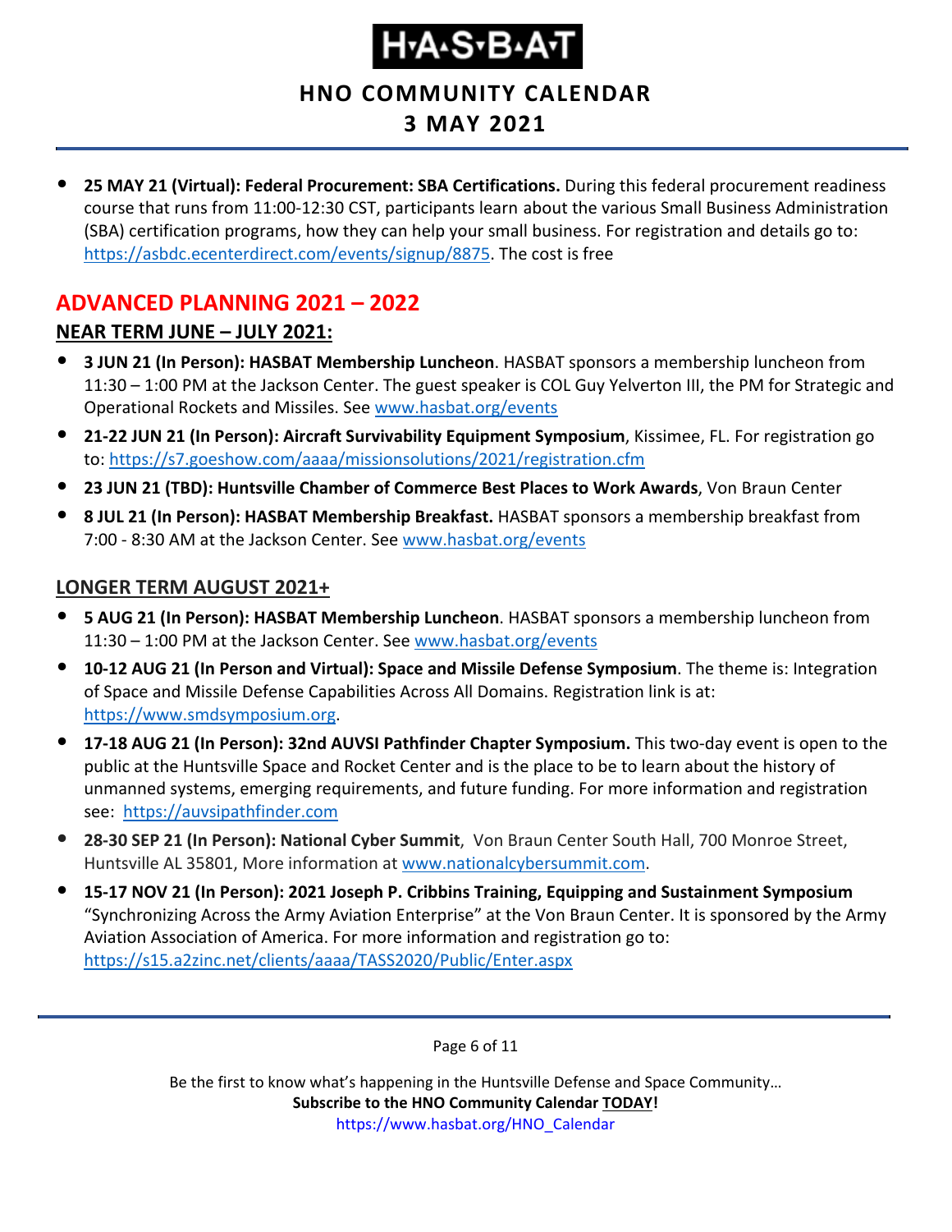- **25 MAY 21 (Virtual): Federal Procurement: SBA Certifications.** During this federal procurement readiness course that runs from 11:00-12:30 CST, participants learn about the various Small Business Administration (SBA) certification programs, how they can help your small business. For registration and details go to: https://asbdc.ecenterdirect.com/events/signup/8875. The cost is free

## ADVANCED PLANNING 2021 – 2022

### NEAR TERM JUNE – JULY 2021:

- **3 JUN 21 (In Person): HASBAT Membership Luncheon**. HASBAT sponsors a membership luncheon from 11:30 – 1:00 PM at the Jackson Center. The guest speaker is COL Guy Yelverton III, the PM for Strategic and Operational Rockets and Missiles. See www.hasbat.org/events
- **21-22 JUN 21 (In Person): Aircraft Survivability Equipment Symposium**, Kissimee, FL. For registration go to: https://s7.goeshow.com/aaaa/missionsolutions/2021/registration.cfm
- **23 JUN 21 (TBD): Huntsville Chamber of Commerce Best Places to Work Awards**, Von Braun Center
- **8 JUL 21 (In Person): HASBAT Membership Breakfast.** HASBAT sponsors a membership breakfast from 7:00 - 8:30 AM at the Jackson Center. See www.hasbat.org/events

### LONGER TERM AUGUST 2021+

- **5 AUG 21 (In Person): HASBAT Membership Luncheon**. HASBAT sponsors a membership luncheon from 11:30 – 1:00 PM at the Jackson Center. See www.hasbat.org/events
- **10-12 AUG 21 (In Person and Virtual): Space and Missile Defense Symposium**. The theme is: Integration of Space and Missile Defense Capabilities Across All Domains. Registration link is at: https://www.smdsymposium.org.
- **17-18 AUG 21 (In Person): 32nd AUVSI Pathfinder Chapter Symposium.** This two-day event is open to the public at the Huntsville Space and Rocket Center and is the place to be to learn about the history of unmanned systems, emerging requirements, and future funding. For more information and registration see: https://auvsipathfinder.com
- **28-30 SEP 21 (In Person): National Cyber Summit**, Von Braun Center South Hall, 700 Monroe Street, Huntsville AL 35801, More information at www.nationalcybersummit.com.
- **15-17 NOV 21 (In Person): 2021 Joseph P. Cribbins Training, Equipping and Sustainment Symposium** "Synchronizing Across the Army Aviation Enterprise" at the Von Braun Center. It is sponsored by the Army Aviation Association of America. For more information and registration go to: https://s15.a2zinc.net/clients/aaaa/TASS2020/Public/Enter.aspx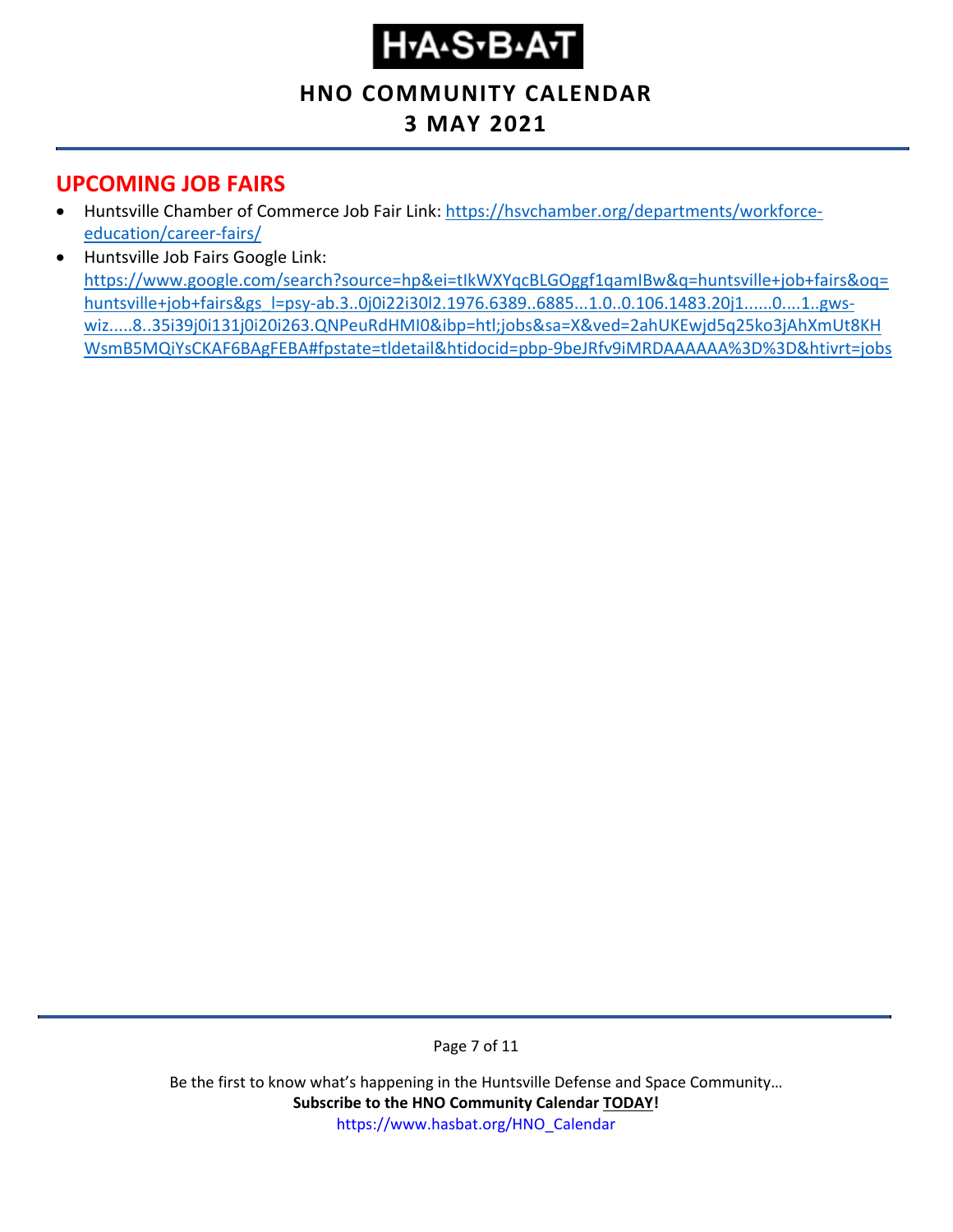## UPCOMING JOB FAIRS

- Huntsville Chamber of Commerce Job Fair Link: https://hsvchamber.org/departments/workforce-education/career-fairs/
- Huntsville Job Fairs Google Link: https://www.google.com/search?source=hp&ei=tIkWXYqcBLGOggf1qamIBw&q=huntsville+job+fairs&oq=huntsville+job+fairs&gs_l=psy-ab.3..0j0i22i30l2.1976.6389..6885...1.0..0.106.1483.20j1......0....1..gws-wiz.....8..35i39j0i131j0i20i263.QNPeuRdHMI0&ibp=htl;jobs&sa=X&ved=2ahUKEwjd5q25ko3jAhXmUt8KHWsmB5MQiYsCKAF6BAgFEBA#fpstate=tldetail&htidocid=pbp-9beJRfv9iMRDAAAAAA%3D%3D&htivrt=jobs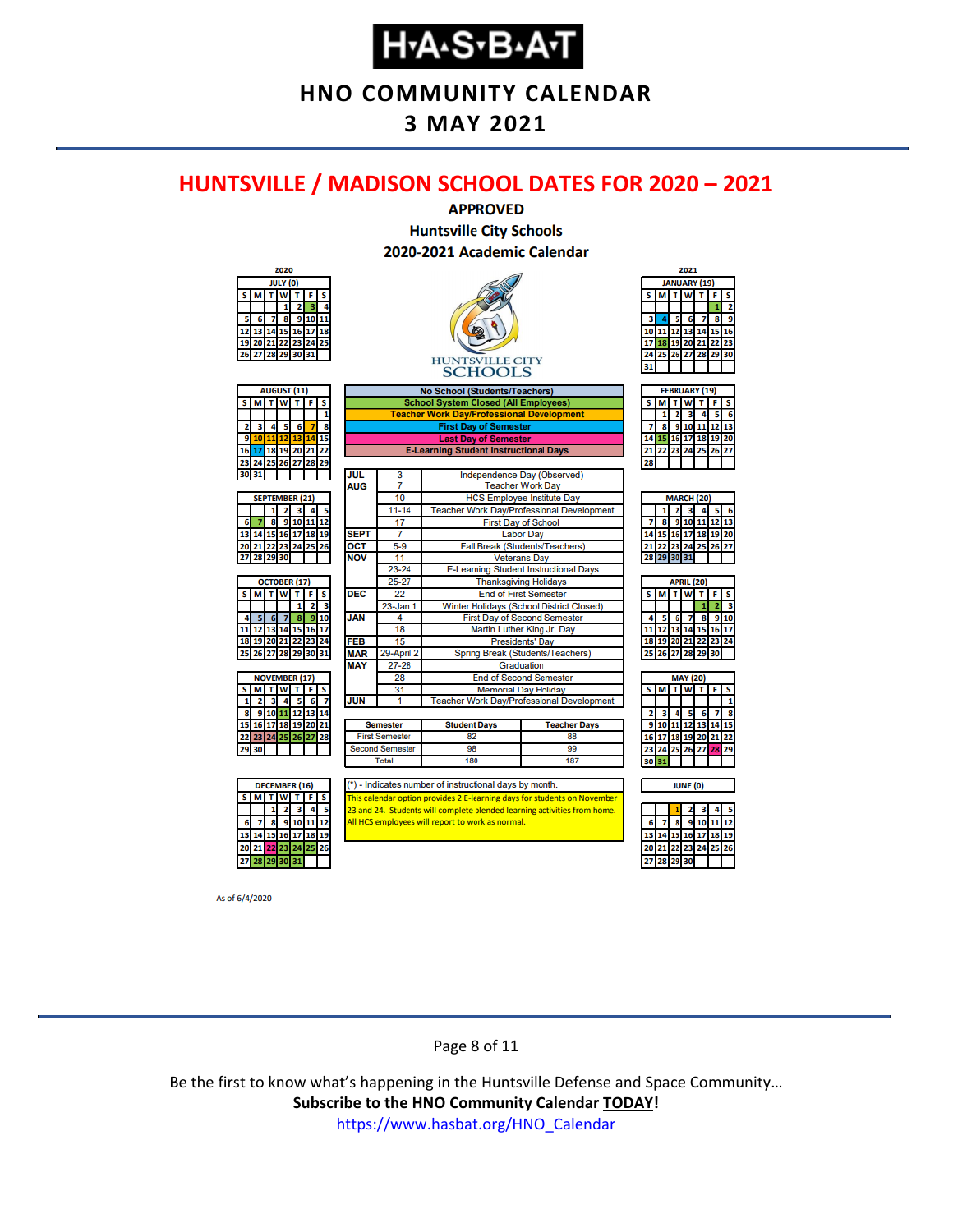## HUNTSVILLE / MADISON SCHOOL DATES FOR 2020 – 2021

**APPROVED**
**Huntsville City Schools**
**2020-2021 Academic Calendar**

HUNTSVILLE CITY SCHOOLS

| Legend |
|---|
| No School (Students/Teachers) |
| School System Closed (All Employees) |
| Teacher Work Day/Professional Development |
| First Day of Semester |
| Last Day of Semester |
| E-Learning Student Instructional Days |

| Month | Date | Event |
|---|---|---|
| JUL | 3 | Independence Day (Observed) |
| AUG | 7 | Teacher Work Day |
| | 10 | HCS Employee Insitute Day |
| | 11-14 | Teacher Work Day/Professional Development |
| | 17 | First Day of School |
| SEPT | 7 | Labor Day |
| OCT | 5-9 | Fall Break (Students/Teachers) |
| NOV | 11 | Veterans Day |
| | 23-24 | E-Learning Student Instructional Days |
| | 25-27 | Thanksgiving Holidays |
| DEC | 22 | End of First Semester |
| | 23-Jan 1 | Winter Holidays (School District Closed) |
| JAN | 4 | First Day of Second Semester |
| | 18 | Martin Luther King Jr. Day |
| FEB | 15 | Presidents' Day |
| MAR | 29-April 2 | Spring Break (Students/Teachers) |
| MAY | 27-28 | Graduation |
| | 28 | End of Second Semester |
| | 31 | Memorial Day Holiday |
| JUN | 1 | Teacher Work Day/Professional Development |

| Semester | Student Days | Teacher Days |
|---|---|---|
| First Semester | 82 | 88 |
| Second Semester | 98 | 99 |
| Total | 180 | 187 |

(*) - Indicates number of instructional days by month.

This calendar option provides 2 E-learning days for students on November 23 and 24. Students will complete blended learning activities from home. All HCS employees will report to work as normal.

**2020:** JULY (0), AUGUST (11), SEPTEMBER (21), OCTOBER (17), NOVEMBER (17), DECEMBER (16)

**2021:** JANUARY (19), FEBRUARY (19), MARCH (20), APRIL (20), MAY (20), JUNE (0)

As of 6/4/2020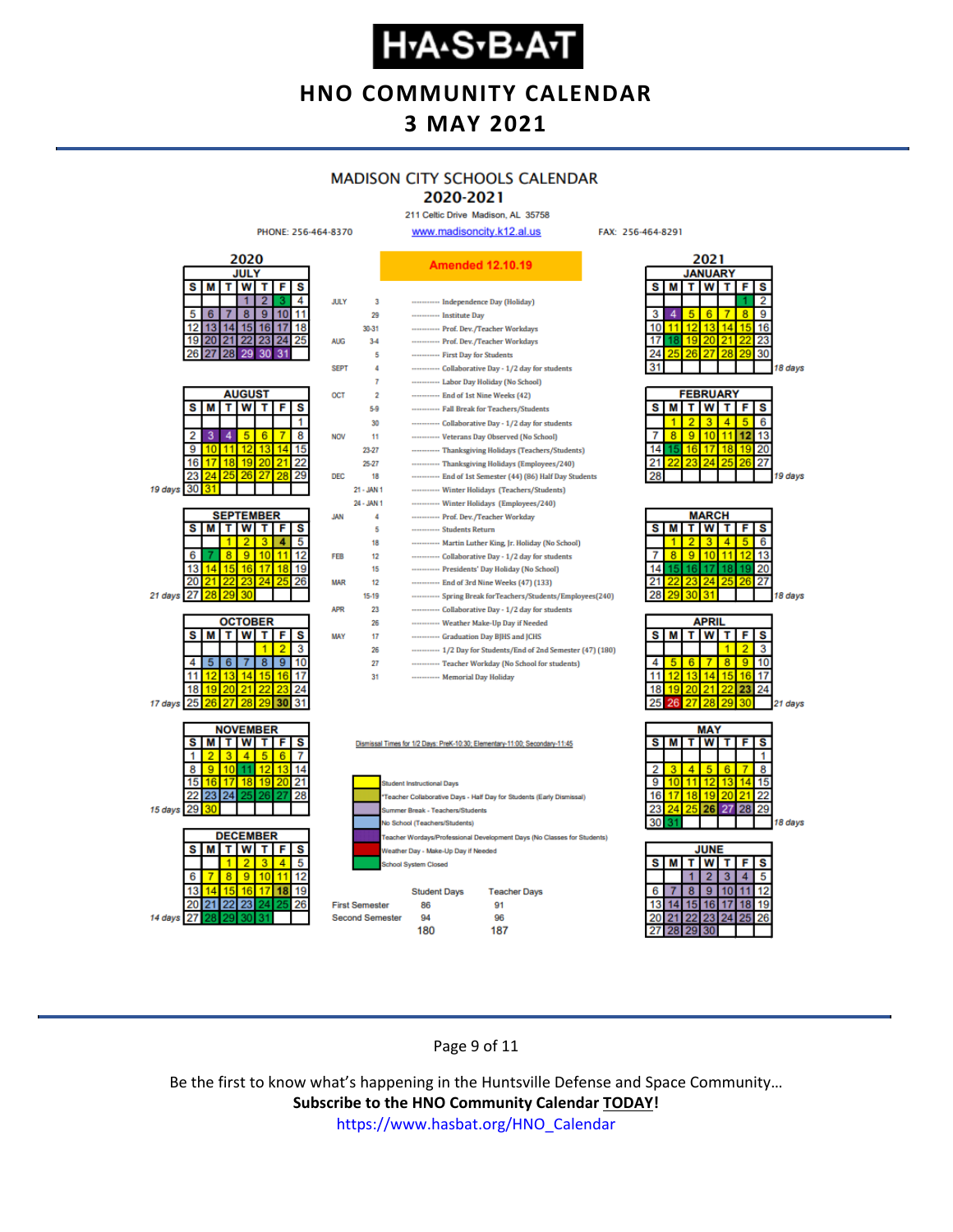# H·A·S·B·A·T

## HNO COMMUNITY CALENDAR
## 3 MAY 2021

### MADISON CITY SCHOOLS CALENDAR
### 2020-2021

211 Celtic Drive Madison, AL 35758

PHONE: 256-464-8370 www.madisoncity.k12.al.us FAX: 256-464-8291

**Amended 12.10.19**

| Month | Date | Event |
|---|---|---|
| JULY | 3 | Independence Day (Holiday) |
| | 29 | Institute Day |
| | 30-31 | Prof. Dev./Teacher Workdays |
| AUG | 3-4 | Prof. Dev./Teacher Workdays |
| | 5 | First Day for Students |
| SEPT | 4 | Collaborative Day - 1/2 day for students |
| | 7 | Labor Day Holiday (No School) |
| OCT | 2 | End of 1st Nine Weeks (42) |
| | 5-9 | Fall Break for Teachers/Students |
| | 30 | Collaborative Day - 1/2 day for students |
| NOV | 11 | Veterans Day Observed (No School) |
| | 23-27 | Thanksgiving Holidays (Teachers/Students) |
| | 25-27 | Thanksgiving Holidays (Employees/240) |
| DEC | 18 | End of 1st Semester (44) (86) Half Day Students |
| | 21 - JAN 1 | Winter Holidays (Teachers/Students) |
| | 24 - JAN 1 | Winter Holidays (Employees/240) |
| JAN | 4 | Prof. Dev./Teacher Workday |
| | 5 | Students Return |
| | 18 | Martin Luther King, Jr. Holiday (No School) |
| FEB | 12 | Collaborative Day - 1/2 day for students |
| | 15 | Presidents' Day Holiday (No School) |
| MAR | 12 | End of 3rd Nine Weeks (47) (133) |
| | 15-19 | Spring Break for Teachers/Students/Employees(240) |
| APR | 23 | Collaborative Day - 1/2 day for students |
| | 26 | Weather Make-Up Day if Needed |
| MAY | 17 | Graduation Day BJHS and JCHS |
| | 26 | 1/2 Day for Students/End of 2nd Semester (47) (180) |
| | 27 | Teacher Workday (No School for students) |
| | 31 | Memorial Day Holiday |

Dismissal Times for 1/2 Days: PreK-10:30; Elementary-11:00; Secondary-11:45

**Legend:**
- Student Instructional Days
- Teacher Collaborative Days - Half Day for Students (Early Dismissal)
- Summer Break - Teachers/Students
- No School (Teachers/Students)
- Teacher Workdays/Professional Development Days (No Classes for Students)
- Weather Day - Make-Up Day if Needed
- School System Closed

| | Student Days | Teacher Days |
|---|---|---|
| First Semester | 86 | 91 |
| Second Semester | 94 | 96 |
| | 180 | 187 |

**Monthly student days:** August 2020: 19 days; September: 21 days; October: 17 days; November: 15 days; December: 14 days; January 2021: 18 days; February: 19 days; March: 18 days; April: 21 days; May: 18 days.

Be the first to know what's happening in the Huntsville Defense and Space Community…
**Subscribe to the HNO Community Calendar TODAY!**
https://www.hasbat.org/HNO_Calendar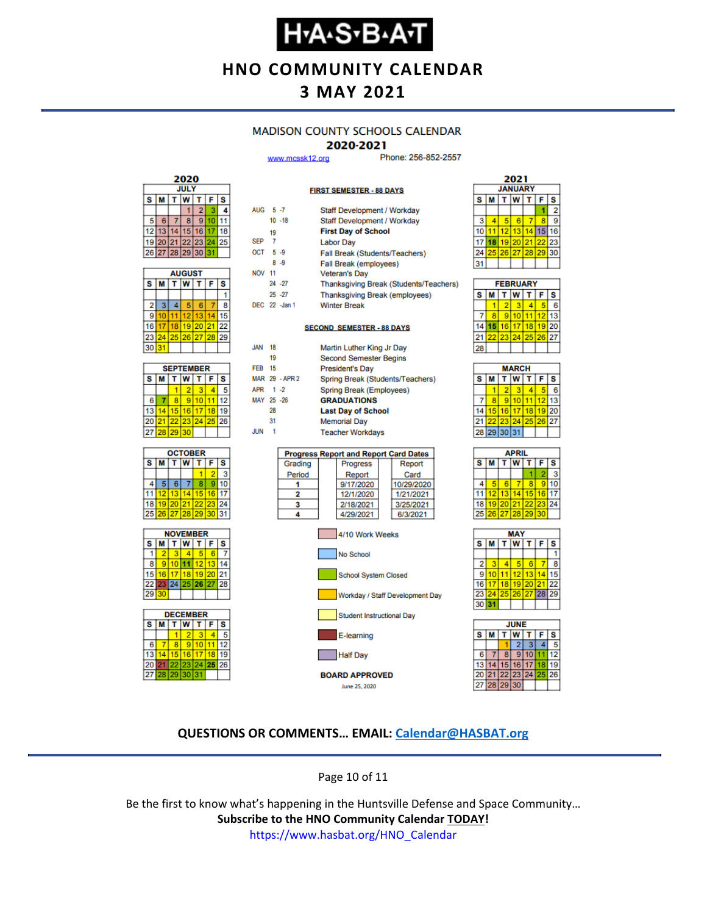# H·A·S·B·A·T

## HNO COMMUNITY CALENDAR

## 3 MAY 2021

### MADISON COUNTY SCHOOLS CALENDAR

**2020-2021**

www.mcssk12.org Phone: 256-852-2557

**FIRST SEMESTER - 88 DAYS**

| | |
|---|---|
| AUG 5 -7 | Staff Development / Workday |
| 10 -18 | Staff Development / Workday |
| 19 | **First Day of School** |
| SEP 7 | Labor Day |
| OCT 5 -9 | Fall Break (Students/Teachers) |
| 8 -9 | Fall Break (employees) |
| NOV 11 | Veteran's Day |
| 24 -27 | Thanksgiving Break (Students/Teachers) |
| 25 -27 | Thanksgiving Break (employees) |
| DEC 22 -Jan 1 | Winter Break |

**SECOND SEMESTER - 88 DAYS**

| | |
|---|---|
| JAN 18 | Martin Luther King Jr Day |
| 19 | Second Semester Begins |
| FEB 15 | President's Day |
| MAR 29 - APR 2 | Spring Break (Students/Teachers) |
| APR 1 -2 | Spring Break (Employees) |
| MAY 25 -26 | **GRADUATIONS** |
| 28 | **Last Day of School** |
| 31 | Memorial Day |
| JUN 1 | Teacher Workdays |

**Progress Report and Report Card Dates**

| Grading Period | Progress Report | Report Card |
|---|---|---|
| 1 | 9/17/2020 | 10/29/2020 |
| 2 | 12/1/2020 | 1/21/2021 |
| 3 | 2/18/2021 | 3/25/2021 |
| 4 | 4/29/2021 | 6/3/2021 |

Legend:
- 4/10 Work Weeks
- No School
- School System Closed
- Workday / Staff Development Day
- Student Instructional Day
- E-learning
- Half Day

**BOARD APPROVED**

June 25, 2020

**2020**

**JULY**

| S | M | T | W | T | F | S |
|---|---|---|---|---|---|---|
| | | | 1 | 2 | 3 | 4 |
| 5 | 6 | 7 | 8 | 9 | 10 | 11 |
| 12 | 13 | 14 | 15 | 16 | 17 | 18 |
| 19 | 20 | 21 | 22 | 23 | 24 | 25 |
| 26 | 27 | 28 | 29 | 30 | 31 | |

**AUGUST**

| S | M | T | W | T | F | S |
|---|---|---|---|---|---|---|
| | | | | | | 1 |
| 2 | 3 | 4 | 5 | 6 | 7 | 8 |
| 9 | 10 | 11 | 12 | 13 | 14 | 15 |
| 16 | 17 | 18 | 19 | 20 | 21 | 22 |
| 23 | 24 | 25 | 26 | 27 | 28 | 29 |
| 30 | 31 | | | | | |

**SEPTEMBER**

| S | M | T | W | T | F | S |
|---|---|---|---|---|---|---|
| | | 1 | 2 | 3 | 4 | 5 |
| 6 | 7 | 8 | 9 | 10 | 11 | 12 |
| 13 | 14 | 15 | 16 | 17 | 18 | 19 |
| 20 | 21 | 22 | 23 | 24 | 25 | 26 |
| 27 | 28 | 29 | 30 | | | |

**OCTOBER**

| S | M | T | W | T | F | S |
|---|---|---|---|---|---|---|
| | | | | 1 | 2 | 3 |
| 4 | 5 | 6 | 7 | 8 | 9 | 10 |
| 11 | 12 | 13 | 14 | 15 | 16 | 17 |
| 18 | 19 | 20 | 21 | 22 | 23 | 24 |
| 25 | 26 | 27 | 28 | 29 | 30 | 31 |

**NOVEMBER**

| S | M | T | W | T | F | S |
|---|---|---|---|---|---|---|
| 1 | 2 | 3 | 4 | 5 | 6 | 7 |
| 8 | 9 | 10 | 11 | 12 | 13 | 14 |
| 15 | 16 | 17 | 18 | 19 | 20 | 21 |
| 22 | 23 | 24 | 25 | 26 | 27 | 28 |
| 29 | 30 | | | | | |

**DECEMBER**

| S | M | T | W | T | F | S |
|---|---|---|---|---|---|---|
| | | 1 | 2 | 3 | 4 | 5 |
| 6 | 7 | 8 | 9 | 10 | 11 | 12 |
| 13 | 14 | 15 | 16 | 17 | 18 | 19 |
| 20 | 21 | 22 | 23 | 24 | 25 | 26 |
| 27 | 28 | 29 | 30 | 31 | | |

**2021**

**JANUARY**

| S | M | T | W | T | F | S |
|---|---|---|---|---|---|---|
| | | | | | 1 | 2 |
| 3 | 4 | 5 | 6 | 7 | 8 | 9 |
| 10 | 11 | 12 | 13 | 14 | 15 | 16 |
| 17 | 18 | 19 | 20 | 21 | 22 | 23 |
| 24 | 25 | 26 | 27 | 28 | 29 | 30 |
| 31 | | | | | | |

**FEBRUARY**

| S | M | T | W | T | F | S |
|---|---|---|---|---|---|---|
| | 1 | 2 | 3 | 4 | 5 | 6 |
| 7 | 8 | 9 | 10 | 11 | 12 | 13 |
| 14 | 15 | 16 | 17 | 18 | 19 | 20 |
| 21 | 22 | 23 | 24 | 25 | 26 | 27 |
| 28 | | | | | | |

**MARCH**

| S | M | T | W | T | F | S |
|---|---|---|---|---|---|---|
| | 1 | 2 | 3 | 4 | 5 | 6 |
| 7 | 8 | 9 | 10 | 11 | 12 | 13 |
| 14 | 15 | 16 | 17 | 18 | 19 | 20 |
| 21 | 22 | 23 | 24 | 25 | 26 | 27 |
| 28 | 29 | 30 | 31 | | | |

**APRIL**

| S | M | T | W | T | F | S |
|---|---|---|---|---|---|---|
| | | | | 1 | 2 | 3 |
| 4 | 5 | 6 | 7 | 8 | 9 | 10 |
| 11 | 12 | 13 | 14 | 15 | 16 | 17 |
| 18 | 19 | 20 | 21 | 22 | 23 | 24 |
| 25 | 26 | 27 | 28 | 29 | 30 | |

**MAY**

| S | M | T | W | T | F | S |
|---|---|---|---|---|---|---|
| | | | | | | 1 |
| 2 | 3 | 4 | 5 | 6 | 7 | 8 |
| 9 | 10 | 11 | 12 | 13 | 14 | 15 |
| 16 | 17 | 18 | 19 | 20 | 21 | 22 |
| 23 | 24 | 25 | 26 | 27 | 28 | 29 |
| 30 | 31 | | | | | |

**JUNE**

| S | M | T | W | T | F | S |
|---|---|---|---|---|---|---|
| | | 1 | 2 | 3 | 4 | 5 |
| 6 | 7 | 8 | 9 | 10 | 11 | 12 |
| 13 | 14 | 15 | 16 | 17 | 18 | 19 |
| 20 | 21 | 22 | 23 | 24 | 25 | 26 |
| 27 | 28 | 29 | 30 | | | |

**QUESTIONS OR COMMENTS… EMAIL: Calendar@HASBAT.org**

Be the first to know what's happening in the Huntsville Defense and Space Community…

**Subscribe to the HNO Community Calendar TODAY!**

https://www.hasbat.org/HNO_Calendar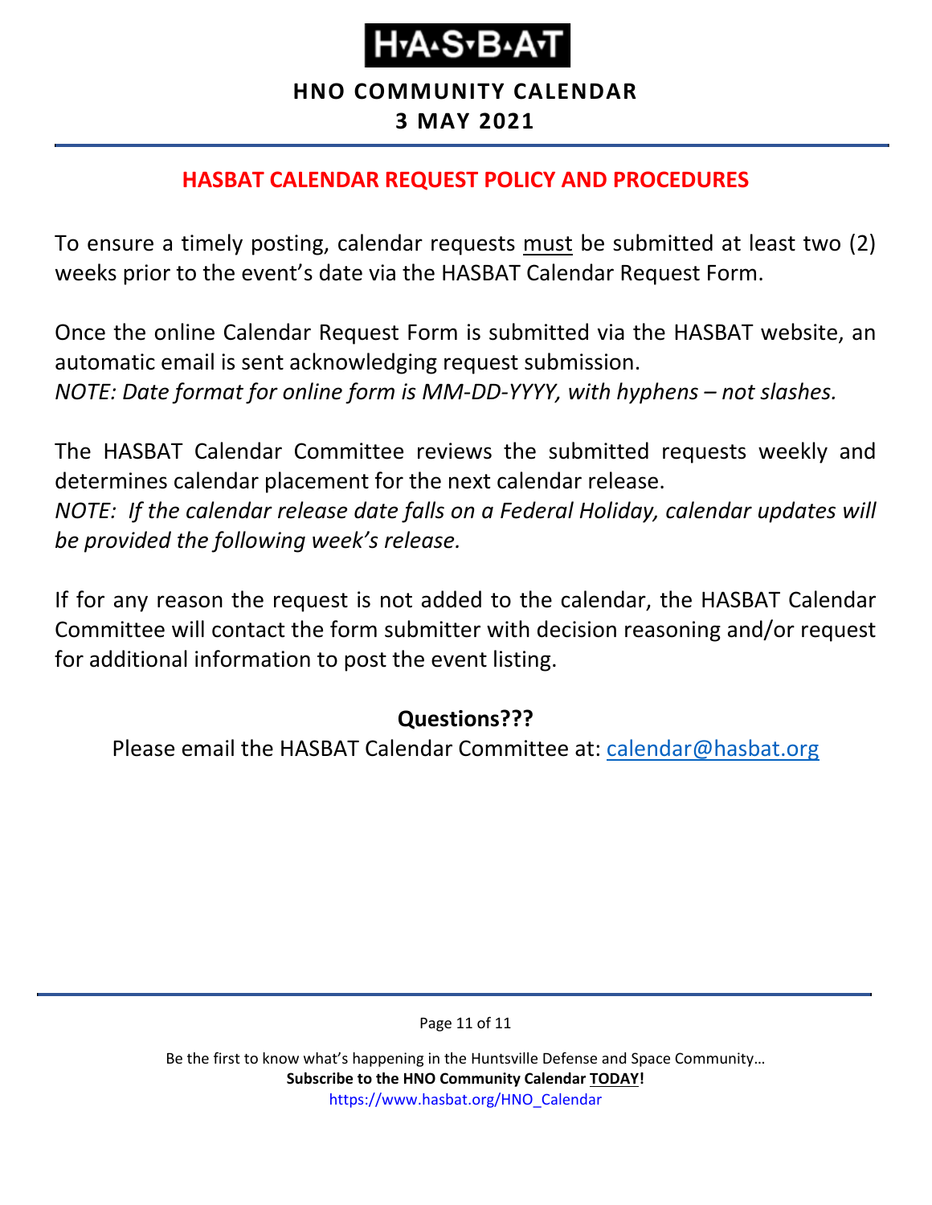## HASBAT CALENDAR REQUEST POLICY AND PROCEDURES

To ensure a timely posting, calendar requests must be submitted at least two (2) weeks prior to the event's date via the HASBAT Calendar Request Form.

Once the online Calendar Request Form is submitted via the HASBAT website, an automatic email is sent acknowledging request submission.
*NOTE: Date format for online form is MM-DD-YYYY, with hyphens – not slashes.*

The HASBAT Calendar Committee reviews the submitted requests weekly and determines calendar placement for the next calendar release.
*NOTE: If the calendar release date falls on a Federal Holiday, calendar updates will be provided the following week's release.*

If for any reason the request is not added to the calendar, the HASBAT Calendar Committee will contact the form submitter with decision reasoning and/or request for additional information to post the event listing.

**Questions???**

Please email the HASBAT Calendar Committee at: calendar@hasbat.org

Be the first to know what's happening in the Huntsville Defense and Space Community…
**Subscribe to the HNO Community Calendar TODAY!**
https://www.hasbat.org/HNO_Calendar